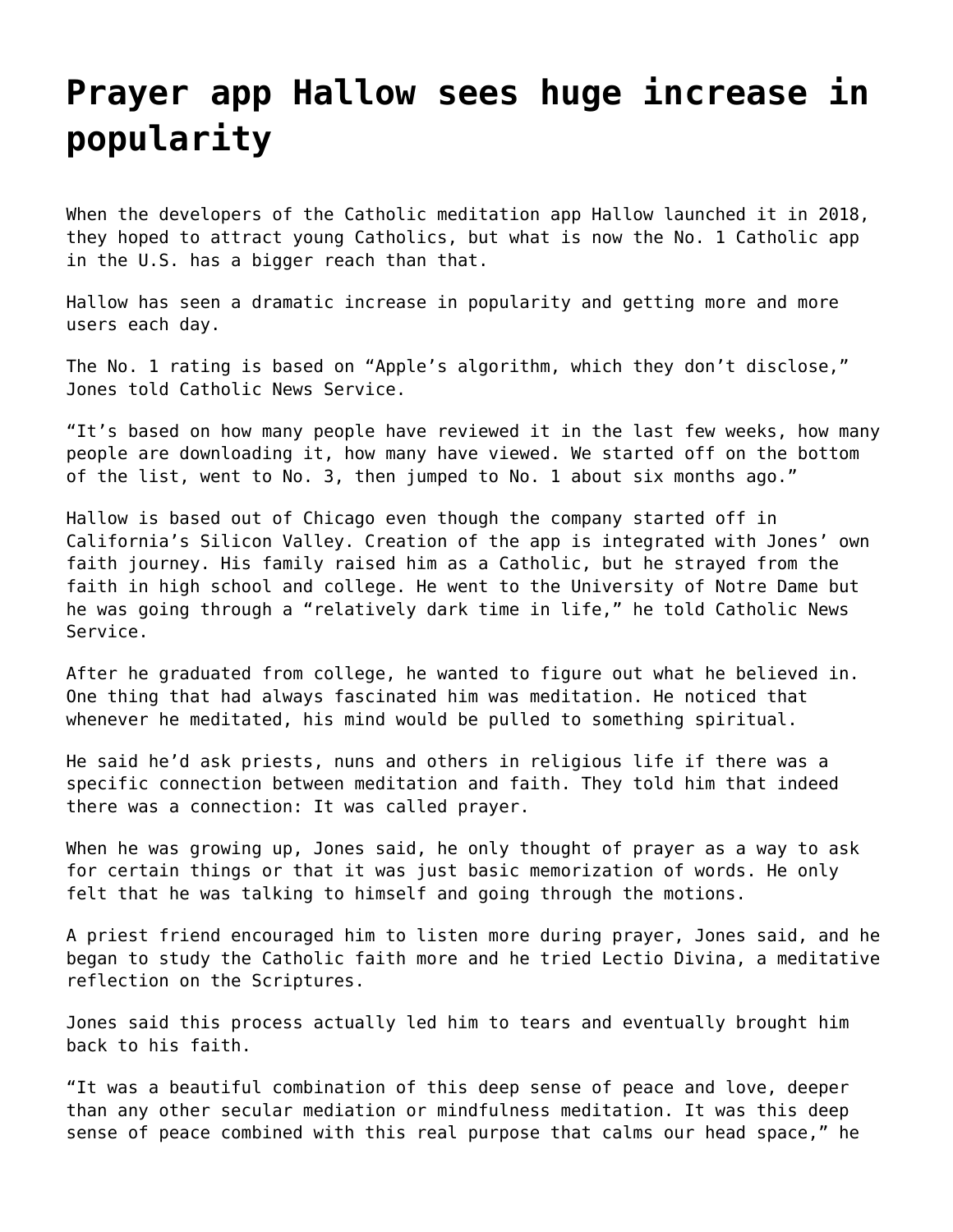# Prayer app Hallow sees huge increase in popularity

When the developers of the Catholic meditation app Hallow launched it in 2018, they hoped to attract young Catholics, but what is now the No. 1 Catholic app in the U.S. has a bigger reach than that.

Hallow has seen a dramatic increase in popularity and getting more and more users each day.

The No. 1 rating is based on "Apple's algorithm, which they don't disclose," Jones told Catholic News Service.

"It's based on how many people have reviewed it in the last few weeks, how many people are downloading it, how many have viewed. We started off on the bottom of the list, went to No. 3, then jumped to No. 1 about six months ago."

Hallow is based out of Chicago even though the company started off in California's Silicon Valley. Creation of the app is integrated with Jones' own faith journey. His family raised him as a Catholic, but he strayed from the faith in high school and college. He went to the University of Notre Dame but he was going through a "relatively dark time in life," he told Catholic News Service.

After he graduated from college, he wanted to figure out what he believed in. One thing that had always fascinated him was meditation. He noticed that whenever he meditated, his mind would be pulled to something spiritual.

He said he'd ask priests, nuns and others in religious life if there was a specific connection between meditation and faith. They told him that indeed there was a connection: It was called prayer.

When he was growing up, Jones said, he only thought of prayer as a way to ask for certain things or that it was just basic memorization of words. He only felt that he was talking to himself and going through the motions.

A priest friend encouraged him to listen more during prayer, Jones said, and he began to study the Catholic faith more and he tried Lectio Divina, a meditative reflection on the Scriptures.

Jones said this process actually led him to tears and eventually brought him back to his faith.

"It was a beautiful combination of this deep sense of peace and love, deeper than any other secular mediation or mindfulness meditation. It was this deep sense of peace combined with this real purpose that calms our head space," he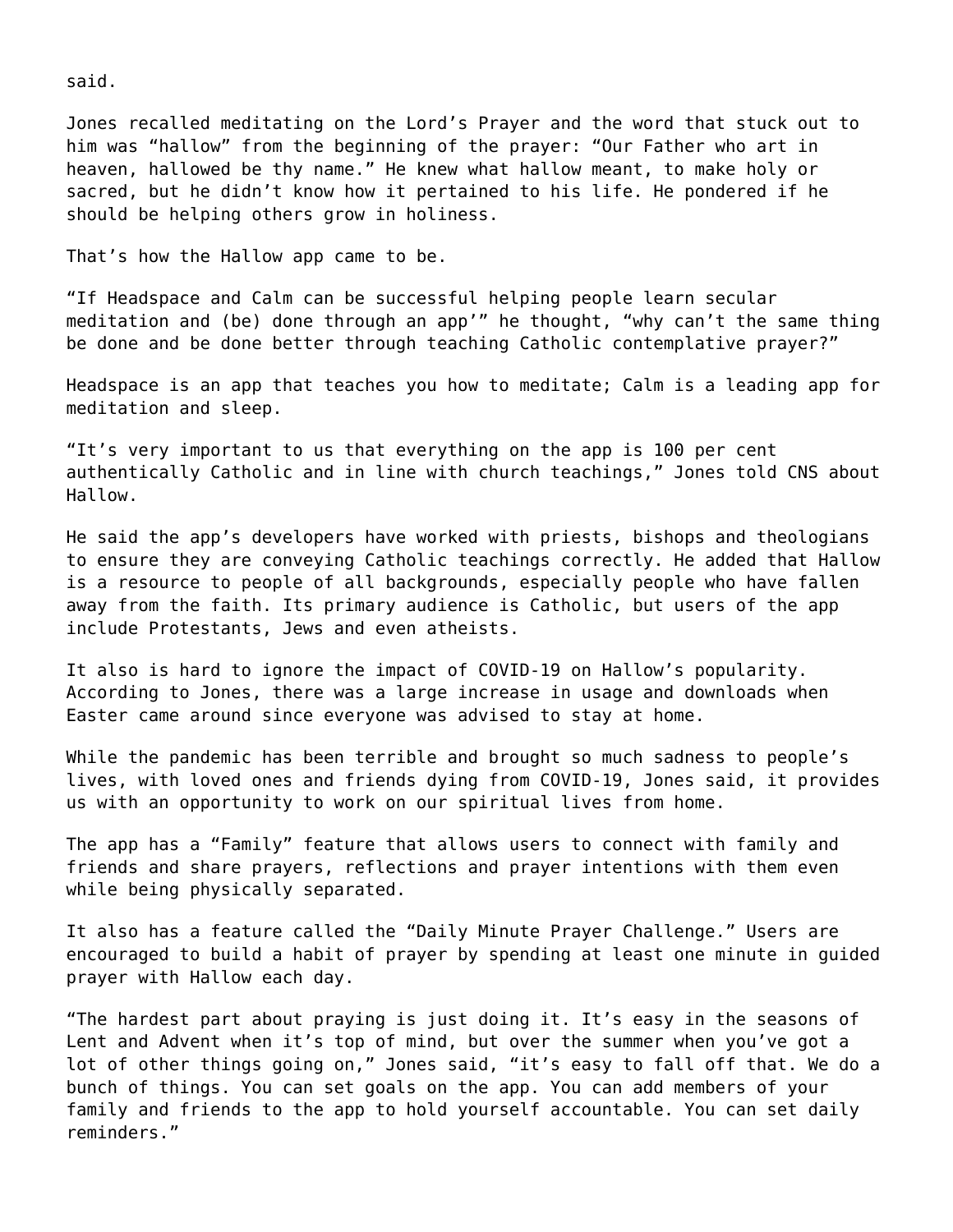said.

Jones recalled meditating on the Lord's Prayer and the word that stuck out to him was "hallow" from the beginning of the prayer: "Our Father who art in heaven, hallowed be thy name." He knew what hallow meant, to make holy or sacred, but he didn't know how it pertained to his life. He pondered if he should be helping others grow in holiness.

That's how the Hallow app came to be.

"If Headspace and Calm can be successful helping people learn secular meditation and (be) done through an app'" he thought, "why can't the same thing be done and be done better through teaching Catholic contemplative prayer?"

Headspace is an app that teaches you how to meditate; Calm is a leading app for meditation and sleep.

"It's very important to us that everything on the app is 100 per cent authentically Catholic and in line with church teachings," Jones told CNS about Hallow.

He said the app's developers have worked with priests, bishops and theologians to ensure they are conveying Catholic teachings correctly. He added that Hallow is a resource to people of all backgrounds, especially people who have fallen away from the faith. Its primary audience is Catholic, but users of the app include Protestants, Jews and even atheists.

It also is hard to ignore the impact of COVID-19 on Hallow's popularity. According to Jones, there was a large increase in usage and downloads when Easter came around since everyone was advised to stay at home.

While the pandemic has been terrible and brought so much sadness to people's lives, with loved ones and friends dying from COVID-19, Jones said, it provides us with an opportunity to work on our spiritual lives from home.

The app has a "Family" feature that allows users to connect with family and friends and share prayers, reflections and prayer intentions with them even while being physically separated.

It also has a feature called the "Daily Minute Prayer Challenge." Users are encouraged to build a habit of prayer by spending at least one minute in guided prayer with Hallow each day.

"The hardest part about praying is just doing it. It's easy in the seasons of Lent and Advent when it's top of mind, but over the summer when you've got a lot of other things going on," Jones said, "it's easy to fall off that. We do a bunch of things. You can set goals on the app. You can add members of your family and friends to the app to hold yourself accountable. You can set daily reminders."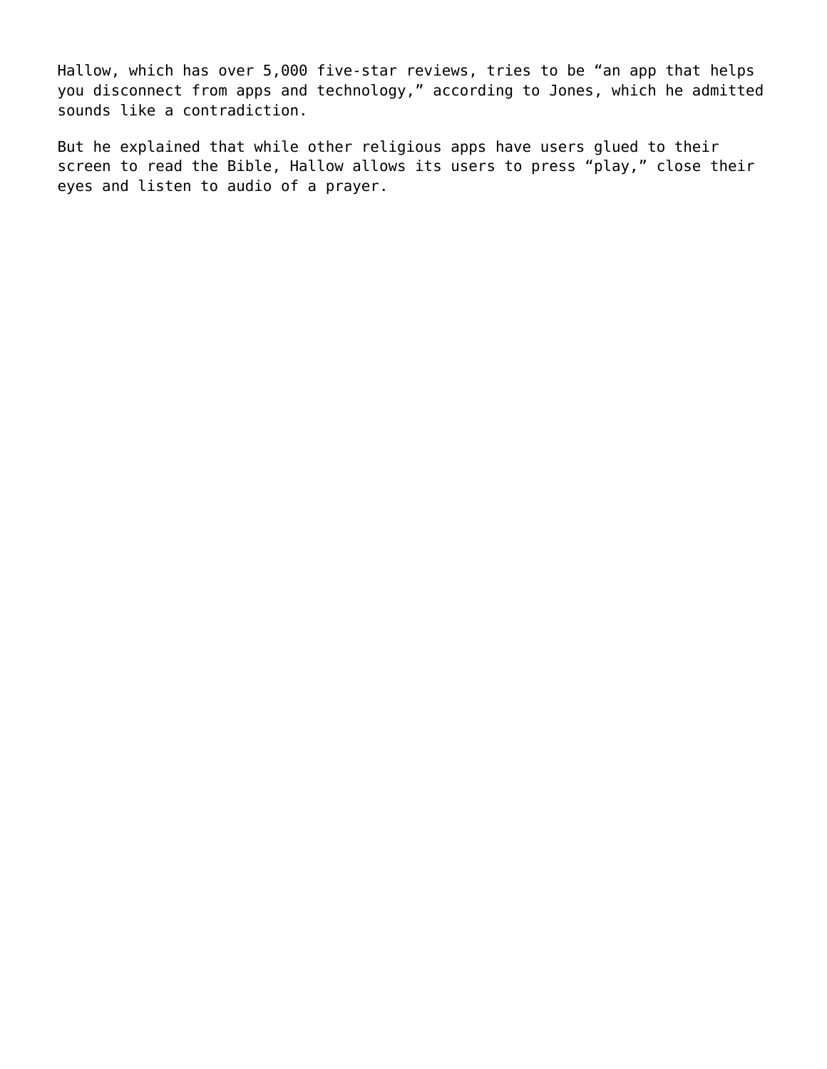Hallow, which has over 5,000 five-star reviews, tries to be “an app that helps you disconnect from apps and technology,” according to Jones, which he admitted sounds like a contradiction.

But he explained that while other religious apps have users glued to their screen to read the Bible, Hallow allows its users to press “play,” close their eyes and listen to audio of a prayer.